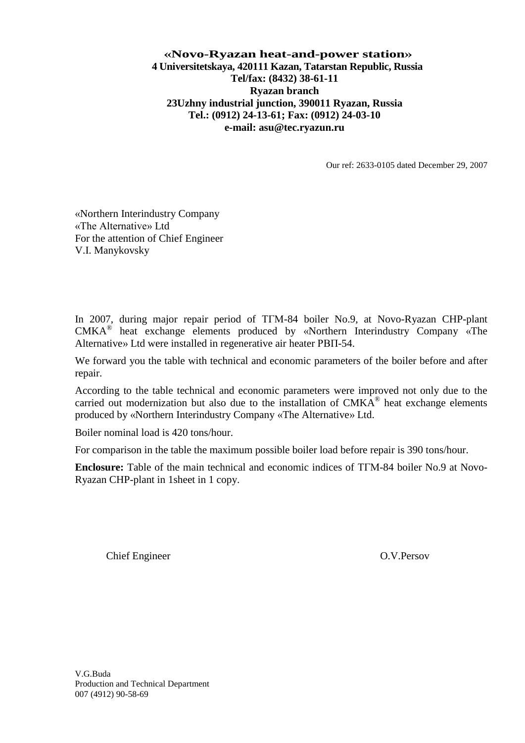**«Novo-Ryazan heat-and-power station»**
**4 Universitetskaya, 420111 Kazan, Tatarstan Republic, Russia**
**Tel/fax: (8432) 38-61-11**
**Ryazan branch**
**23Uzhny industrial junction, 390011 Ryazan, Russia**
**Tel.: (0912) 24-13-61; Fax: (0912) 24-03-10**
**e-mail: asu@tec.ryazun.ru**

Our ref: 2633-0105 dated December 29, 2007

«Northern Interindustry Company
«The Alternative» Ltd
For the attention of Chief Engineer
V.I. Manykovsky

In 2007, during major repair period of ТГМ-84 boiler No.9, at Novo-Ryazan CHP-plant СМКА® heat exchange elements produced by «Northern Interindustry Company «The Alternative» Ltd were installed in regenerative air heater РВП-54.

We forward you the table with technical and economic parameters of the boiler before and after repair.

According to the table technical and economic parameters were improved not only due to the carried out modernization but also due to the installation of СМКА® heat exchange elements produced by «Northern Interindustry Company «The Alternative» Ltd.

Boiler nominal load is 420 tons/hour.

For comparison in the table the maximum possible boiler load before repair is 390 tons/hour.

**Enclosure:** Table of the main technical and economic indices of ТГМ-84 boiler No.9 at Novo-Ryazan CHP-plant in 1sheet in 1 copy.

Chief Engineer O.V.Persov

V.G.Buda
Production and Technical Department
007 (4912) 90-58-69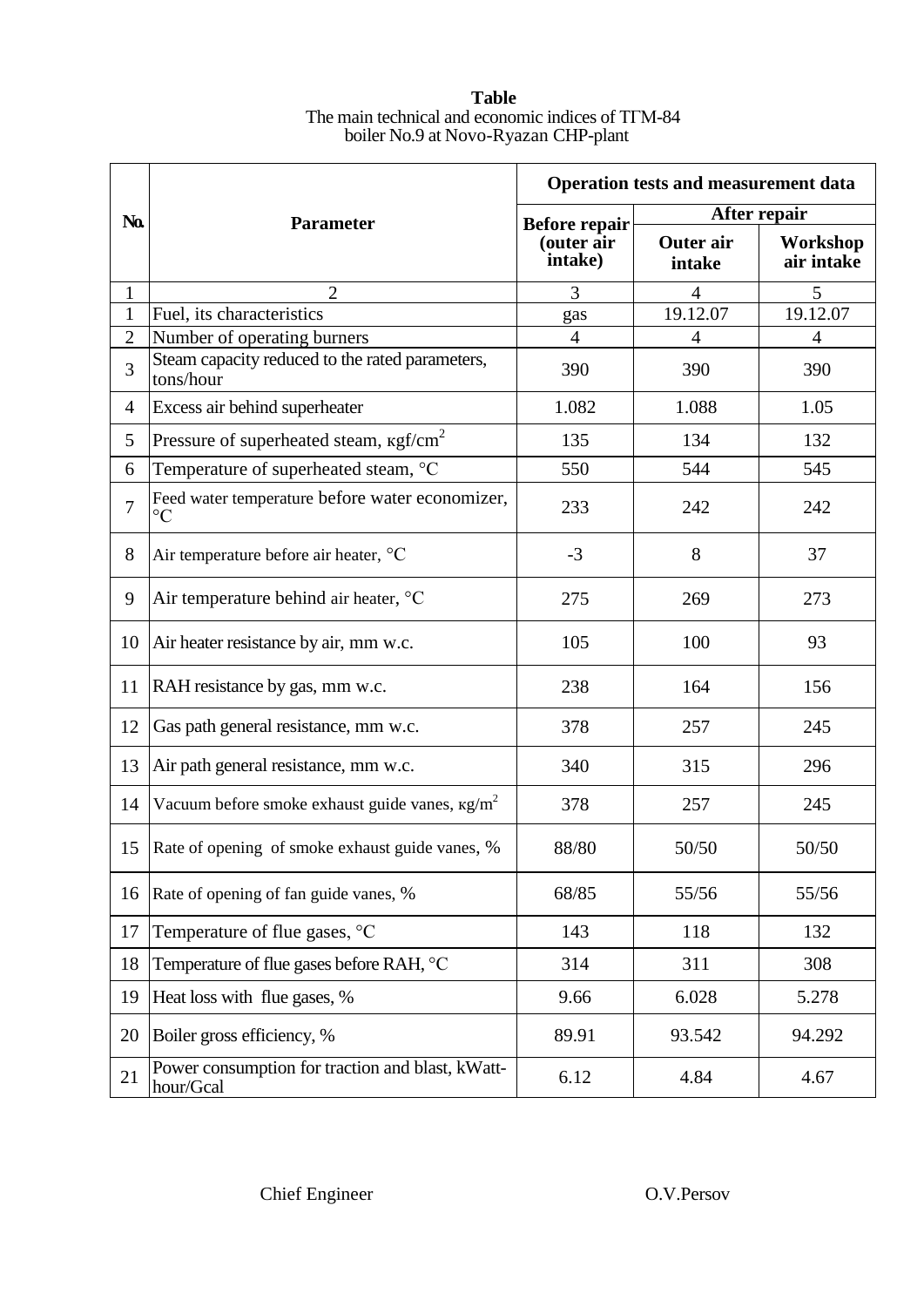**Table**

The main technical and economic indices of ТГМ-84 boiler No.9 at Novo-Ryazan CHP-plant

| No. | Parameter | Operation tests and measurement data | | |
|---|---|---|---|---|
| | | Before repair (outer air intake) | After repair | |
| | | | Outer air intake | Workshop air intake |
| 1 | 2 | 3 | 4 | 5 |
| 1 | Fuel, its characteristics | gas | 19.12.07 | 19.12.07 |
| 2 | Number of operating burners | 4 | 4 | 4 |
| 3 | Steam capacity reduced to the rated parameters, tons/hour | 390 | 390 | 390 |
| 4 | Excess air behind superheater | 1.082 | 1.088 | 1.05 |
| 5 | Pressure of superheated steam, кgf/cm$^2$ | 135 | 134 | 132 |
| 6 | Temperature of superheated steam, °C | 550 | 544 | 545 |
| 7 | Feed water temperature before water economizer, °C | 233 | 242 | 242 |
| 8 | Air temperature before air heater, °C | -3 | 8 | 37 |
| 9 | Air temperature behind air heater, °C | 275 | 269 | 273 |
| 10 | Air heater resistance by air, mm w.c. | 105 | 100 | 93 |
| 11 | RAH resistance by gas, mm w.c. | 238 | 164 | 156 |
| 12 | Gas path general resistance, mm w.c. | 378 | 257 | 245 |
| 13 | Air path general resistance, mm w.c. | 340 | 315 | 296 |
| 14 | Vacuum before smoke exhaust guide vanes, кg/m$^2$ | 378 | 257 | 245 |
| 15 | Rate of opening of smoke exhaust guide vanes, % | 88/80 | 50/50 | 50/50 |
| 16 | Rate of opening of fan guide vanes, % | 68/85 | 55/56 | 55/56 |
| 17 | Temperature of flue gases, °C | 143 | 118 | 132 |
| 18 | Temperature of flue gases before RAH, °C | 314 | 311 | 308 |
| 19 | Heat loss with flue gases, % | 9.66 | 6.028 | 5.278 |
| 20 | Boiler gross efficiency, % | 89.91 | 93.542 | 94.292 |
| 21 | Power consumption for traction and blast, kWatt-hour/Gcal | 6.12 | 4.84 | 4.67 |

Chief Engineer O.V.Persov